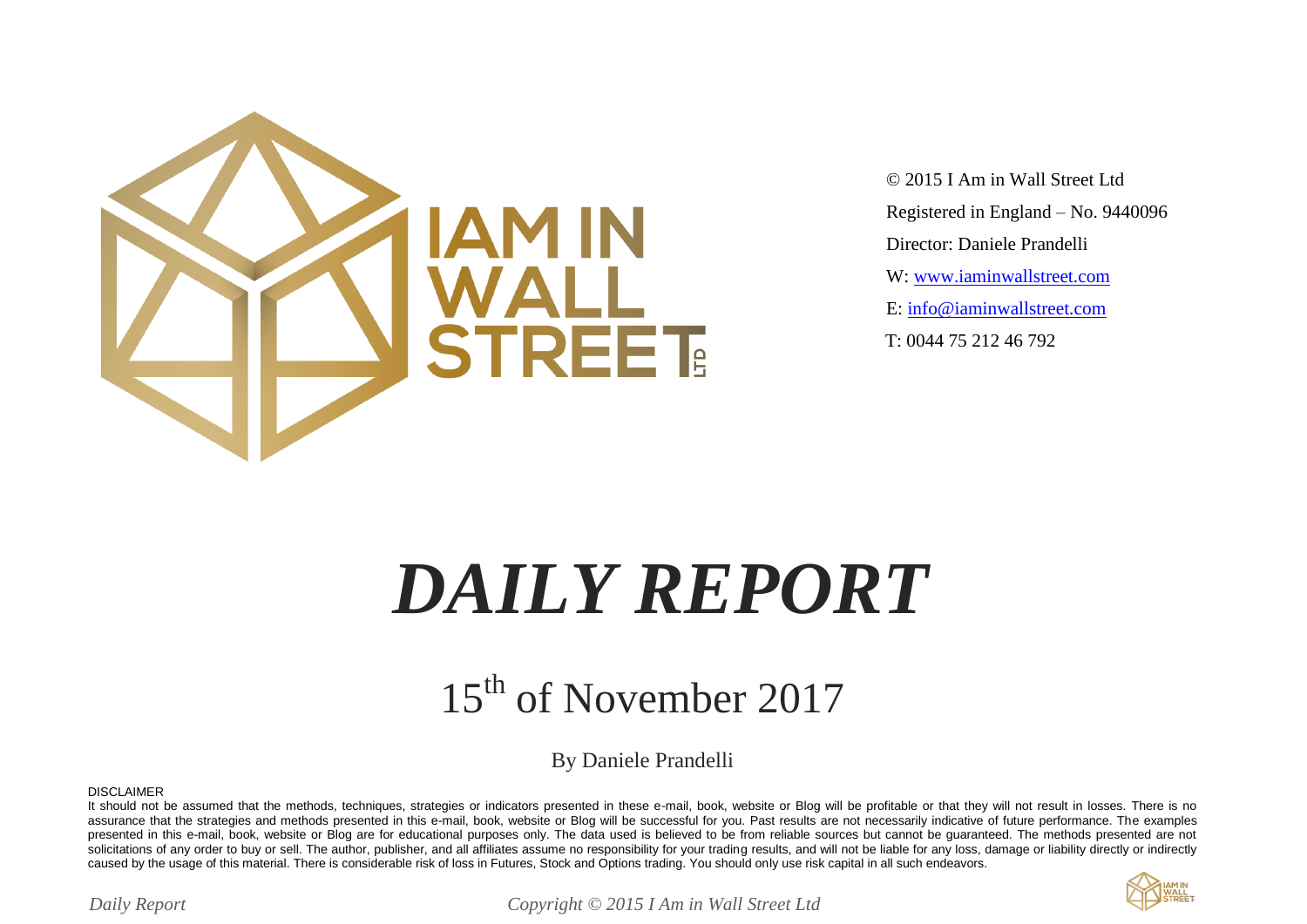© 2015 I Am in Wall Street Ltd

Registered in England – No. 9440096

Director: Daniele Prandelli

W: www.iaminwallstreet.com

E: info@iaminwallstreet.com

T: 0044 75 212 46 792

# *DAILY REPORT*

## 15th of November 2017

By Daniele Prandelli

DISCLAIMER

It should not be assumed that the methods, techniques, strategies or indicators presented in these e-mail, book, website or Blog will be profitable or that they will not result in losses. There is no assurance that the strategies and methods presented in this e-mail, book, website or Blog will be successful for you. Past results are not necessarily indicative of future performance. The examples presented in this e-mail, book, website or Blog are for educational purposes only. The data used is believed to be from reliable sources but cannot be guaranteed. The methods presented are not solicitations of any order to buy or sell. The author, publisher, and all affiliates assume no responsibility for your trading results, and will not be liable for any loss, damage or liability directly or indirectly caused by the usage of this material. There is considerable risk of loss in Futures, Stock and Options trading. You should only use risk capital in all such endeavors.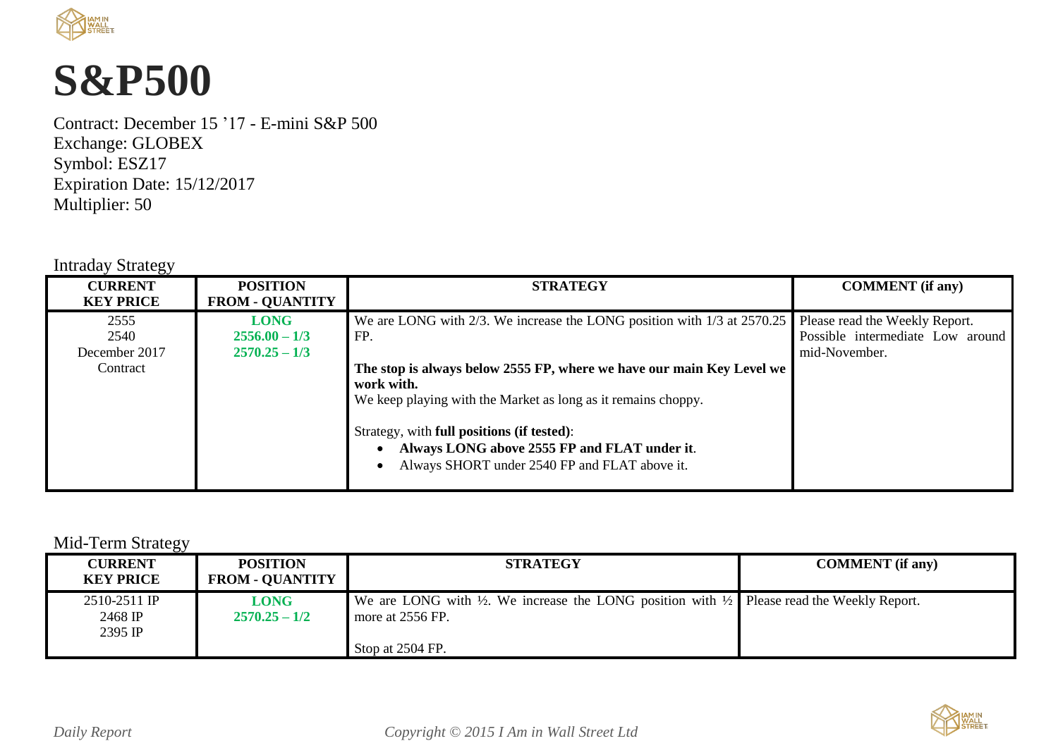# S&P500

Contract: December 15 '17 - E-mini S&P 500
Exchange: GLOBEX
Symbol: ESZ17
Expiration Date: 15/12/2017
Multiplier: 50

Intraday Strategy

| CURRENT KEY PRICE | POSITION FROM - QUANTITY | STRATEGY | COMMENT (if any) |
|---|---|---|---|
| 2555<br>2540<br>December 2017 Contract | **LONG**<br>**2556.00 – 1/3**<br>**2570.25 – 1/3** | We are LONG with 2/3. We increase the LONG position with 1/3 at 2570.25 FP.<br><br>**The stop is always below 2555 FP, where we have our main Key Level we work with.**<br>We keep playing with the Market as long as it remains choppy.<br><br>Strategy, with **full positions (if tested)**:<br>• **Always LONG above 2555 FP and FLAT under it**.<br>• Always SHORT under 2540 FP and FLAT above it. | Please read the Weekly Report.<br>Possible intermediate Low around mid-November. |

Mid-Term Strategy

| CURRENT KEY PRICE | POSITION FROM - QUANTITY | STRATEGY | COMMENT (if any) |
|---|---|---|---|
| 2510-2511 IP<br>2468 IP<br>2395 IP | **LONG**<br>**2570.25 – 1/2** | We are LONG with ½. We increase the LONG position with ½ more at 2556 FP.<br><br>Stop at 2504 FP. | Please read the Weekly Report. |

*Daily Report* *Copyright © 2015 I Am in Wall Street Ltd*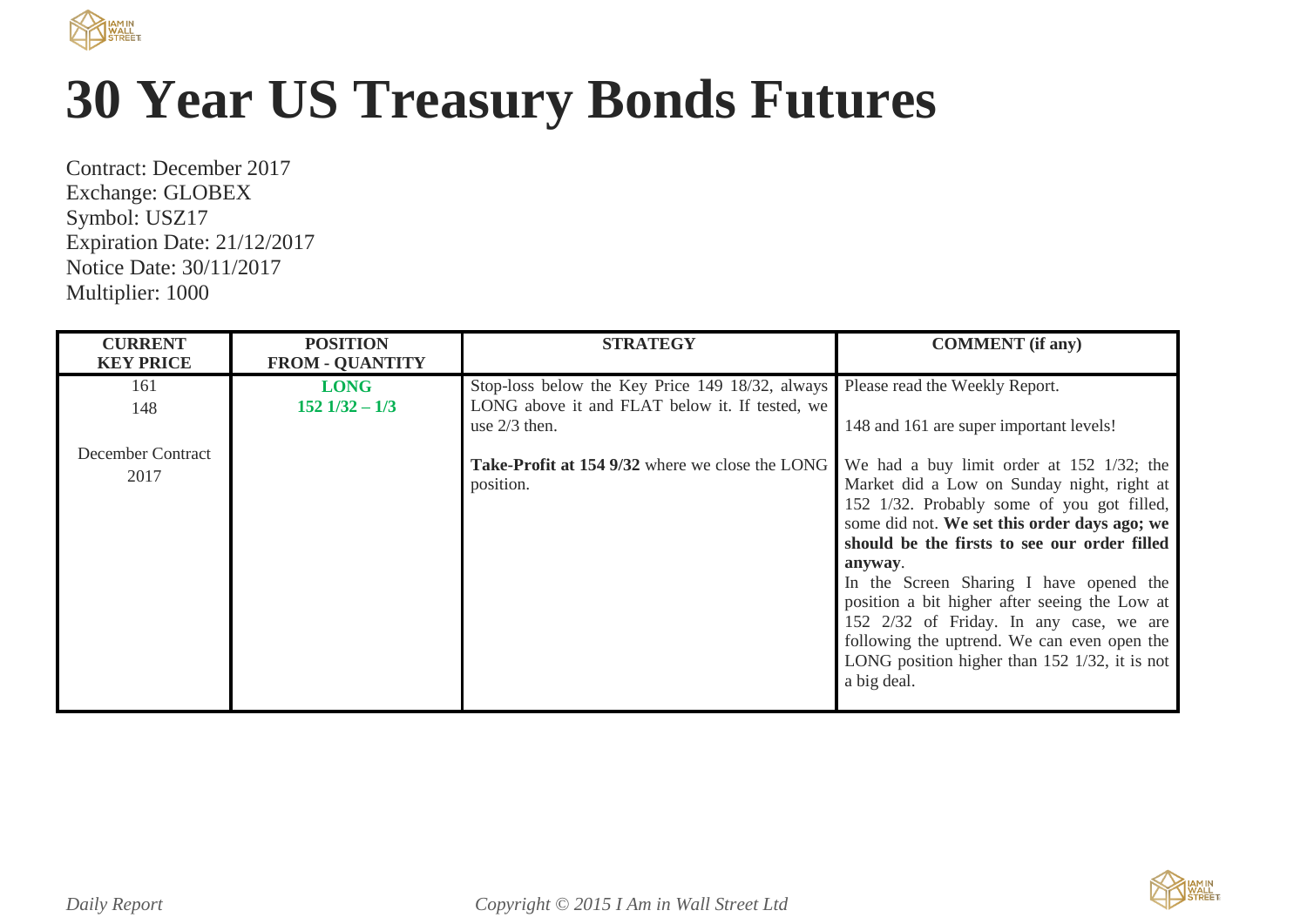# 30 Year US Treasury Bonds Futures

Contract: December 2017
Exchange: GLOBEX
Symbol: USZ17
Expiration Date: 21/12/2017
Notice Date: 30/11/2017
Multiplier: 1000

| CURRENT KEY PRICE | POSITION FROM - QUANTITY | STRATEGY | COMMENT (if any) |
|---|---|---|---|
| 161<br>148<br><br>December Contract 2017 | **LONG**<br>**152 1/32 – 1/3** | Stop-loss below the Key Price 149 18/32, always LONG above it and FLAT below it. If tested, we use 2/3 then.<br><br>**Take-Profit at 154 9/32** where we close the LONG position. | Please read the Weekly Report.<br><br>148 and 161 are super important levels!<br><br>We had a buy limit order at 152 1/32; the Market did a Low on Sunday night, right at 152 1/32. Probably some of you got filled, some did not. **We set this order days ago; we should be the firsts to see our order filled anyway**.<br>In the Screen Sharing I have opened the position a bit higher after seeing the Low at 152 2/32 of Friday. In any case, we are following the uptrend. We can even open the LONG position higher than 152 1/32, it is not a big deal. |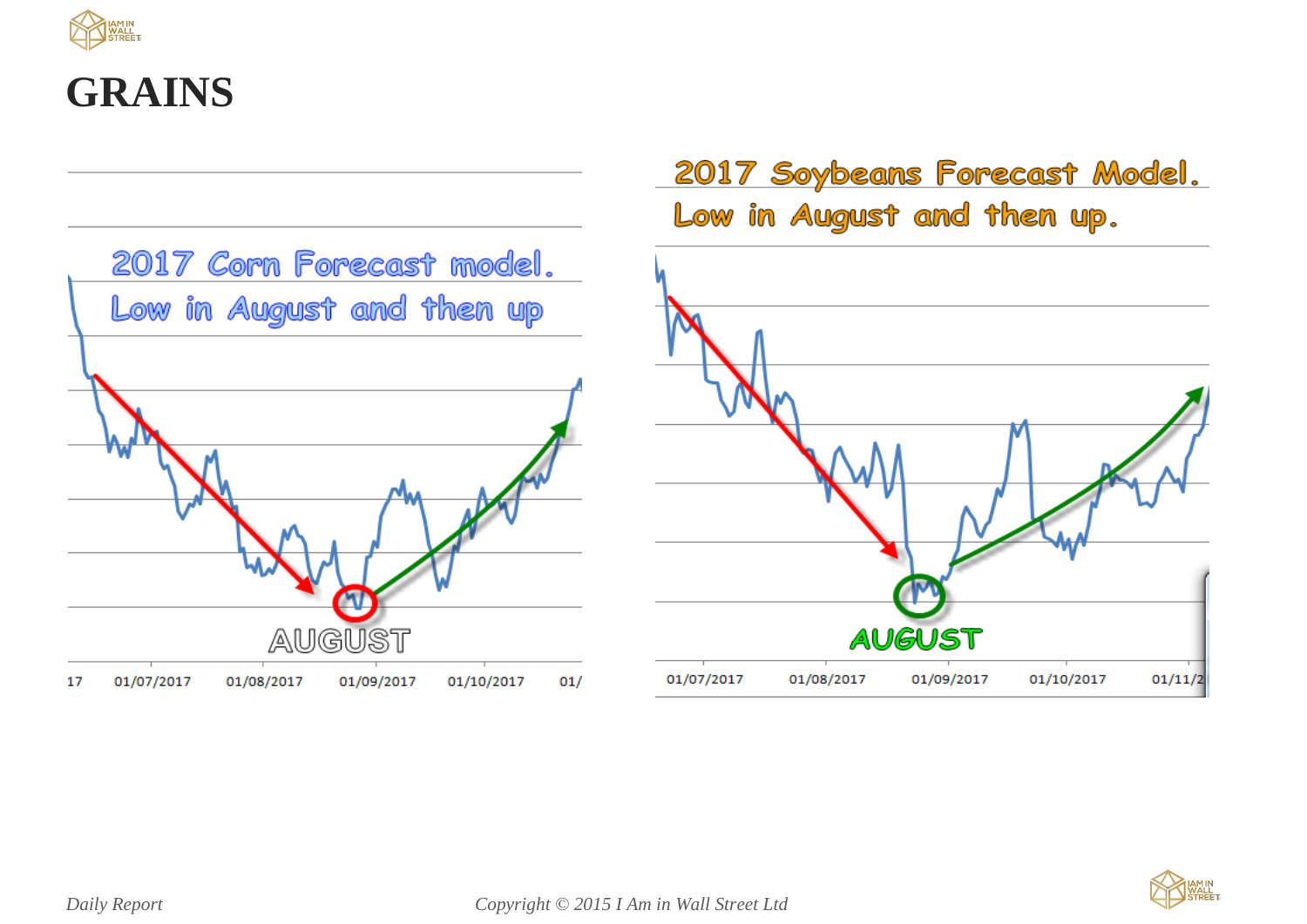# GRAINS

2017 Corn Forecast model.
Low in August and then up

AUGUST

17 01/07/2017 01/08/2017 01/09/2017 01/10/2017 01/

2017 Soybeans Forecast Model.
Low in August and then up.

AUGUST

01/07/2017 01/08/2017 01/09/2017 01/10/2017 01/11/2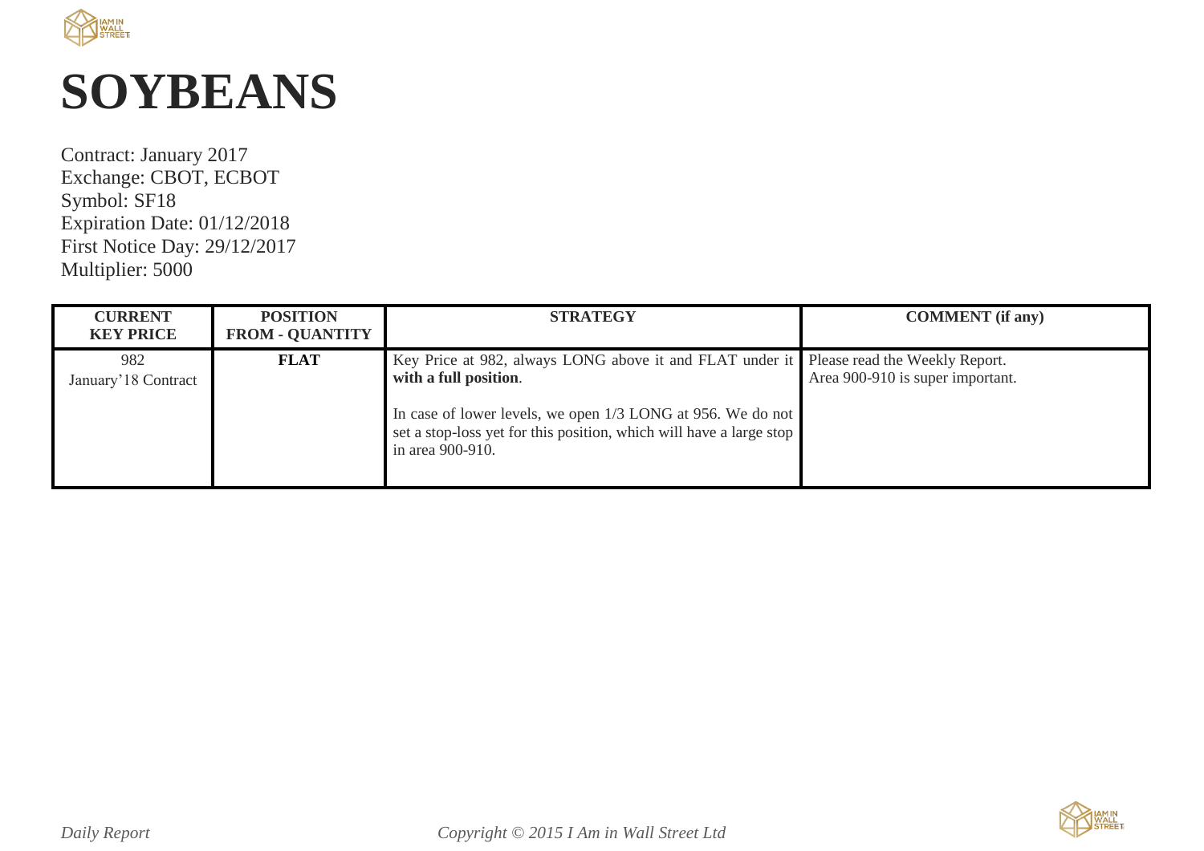# SOYBEANS

Contract: January 2017
Exchange: CBOT, ECBOT
Symbol: SF18
Expiration Date: 01/12/2018
First Notice Day: 29/12/2017
Multiplier: 5000

| CURRENT KEY PRICE | POSITION FROM - QUANTITY | STRATEGY | COMMENT (if any) |
|---|---|---|---|
| 982<br>January'18 Contract | **FLAT** | Key Price at 982, always LONG above it and FLAT under it **with a full position**.<br><br>In case of lower levels, we open 1/3 LONG at 956. We do not set a stop-loss yet for this position, which will have a large stop in area 900-910. | Please read the Weekly Report.<br>Area 900-910 is super important. |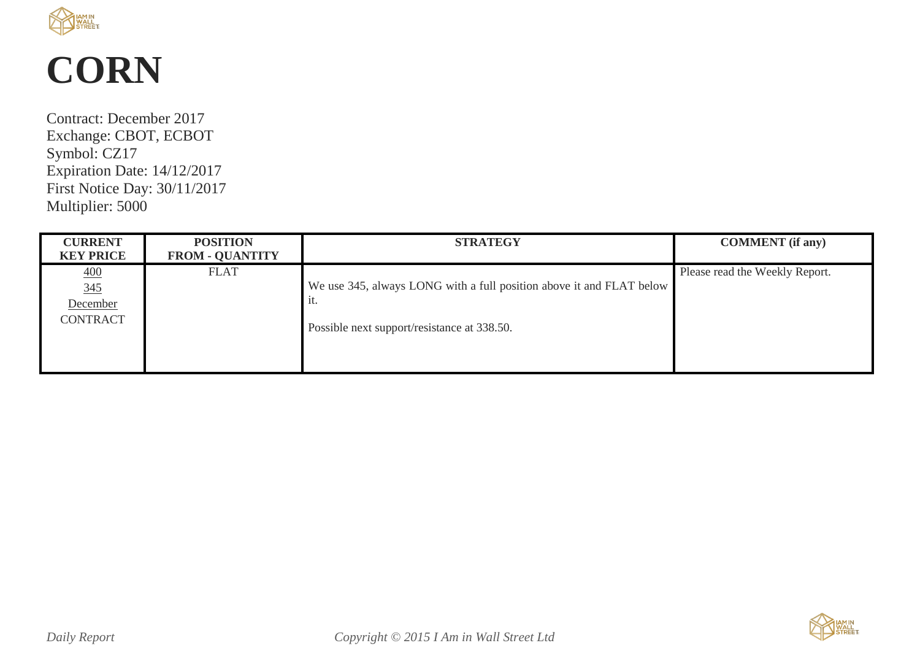# CORN

Contract: December 2017
Exchange: CBOT, ECBOT
Symbol: CZ17
Expiration Date: 14/12/2017
First Notice Day: 30/11/2017
Multiplier: 5000

| CURRENT KEY PRICE | POSITION FROM - QUANTITY | STRATEGY | COMMENT (if any) |
|---|---|---|---|
| 400<br>345<br>December<br>CONTRACT | FLAT | We use 345, always LONG with a full position above it and FLAT below it.<br><br>Possible next support/resistance at 338.50. | Please read the Weekly Report. |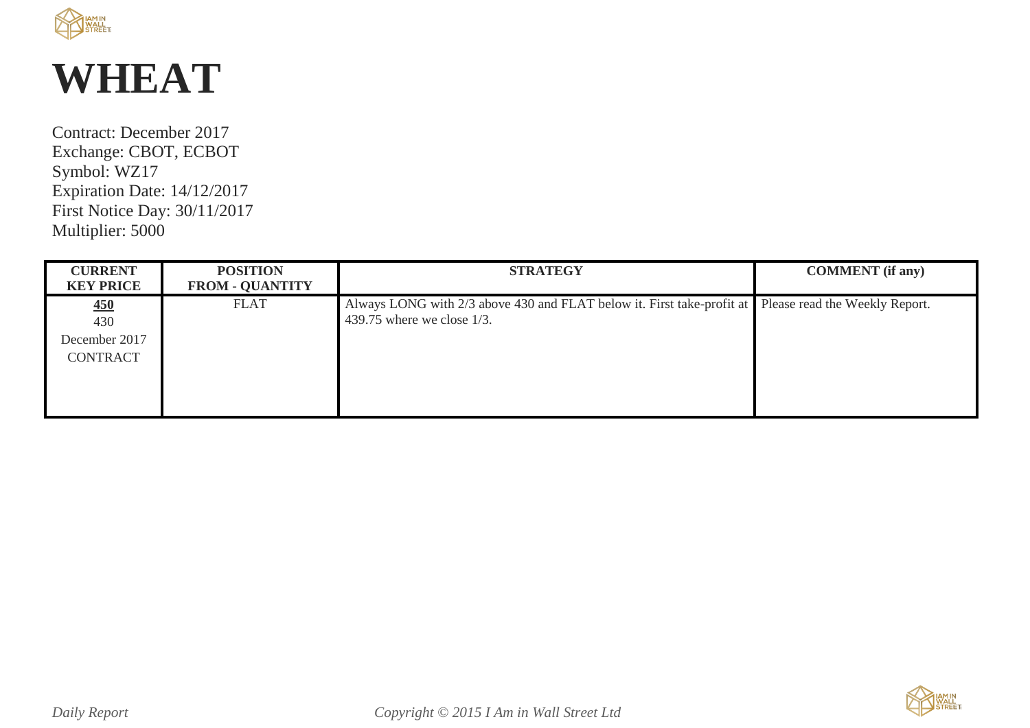# WHEAT

Contract: December 2017
Exchange: CBOT, ECBOT
Symbol: WZ17
Expiration Date: 14/12/2017
First Notice Day: 30/11/2017
Multiplier: 5000

| CURRENT KEY PRICE | POSITION FROM - QUANTITY | STRATEGY | COMMENT (if any) |
|---|---|---|---|
| **450**<br>430<br>December 2017<br>CONTRACT | FLAT | Always LONG with 2/3 above 430 and FLAT below it. First take-profit at 439.75 where we close 1/3. | Please read the Weekly Report. |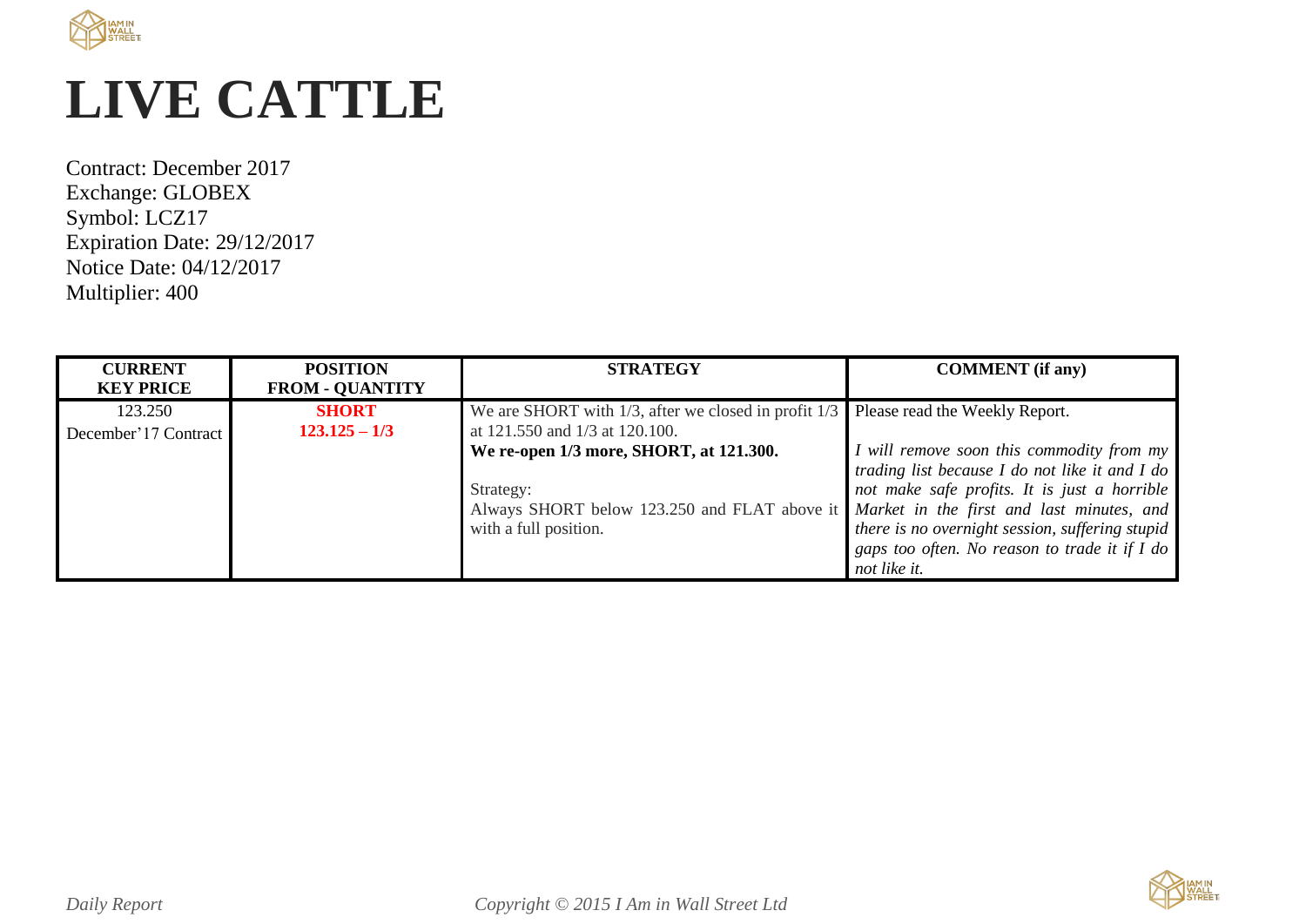# LIVE CATTLE

Contract: December 2017
Exchange: GLOBEX
Symbol: LCZ17
Expiration Date: 29/12/2017
Notice Date: 04/12/2017
Multiplier: 400

| CURRENT KEY PRICE | POSITION FROM - QUANTITY | STRATEGY | COMMENT (if any) |
|---|---|---|---|
| 123.250<br>December'17 Contract | **SHORT**<br>**123.125 – 1/3** | We are SHORT with 1/3, after we closed in profit 1/3 at 121.550 and 1/3 at 120.100.<br>**We re-open 1/3 more, SHORT, at 121.300.**<br><br>Strategy:<br>Always SHORT below 123.250 and FLAT above it with a full position. | Please read the Weekly Report.<br><br>*I will remove soon this commodity from my trading list because I do not like it and I do not make safe profits. It is just a horrible Market in the first and last minutes, and there is no overnight session, suffering stupid gaps too often. No reason to trade it if I do not like it.* |

*Daily Report*

*Copyright © 2015 I Am in Wall Street Ltd*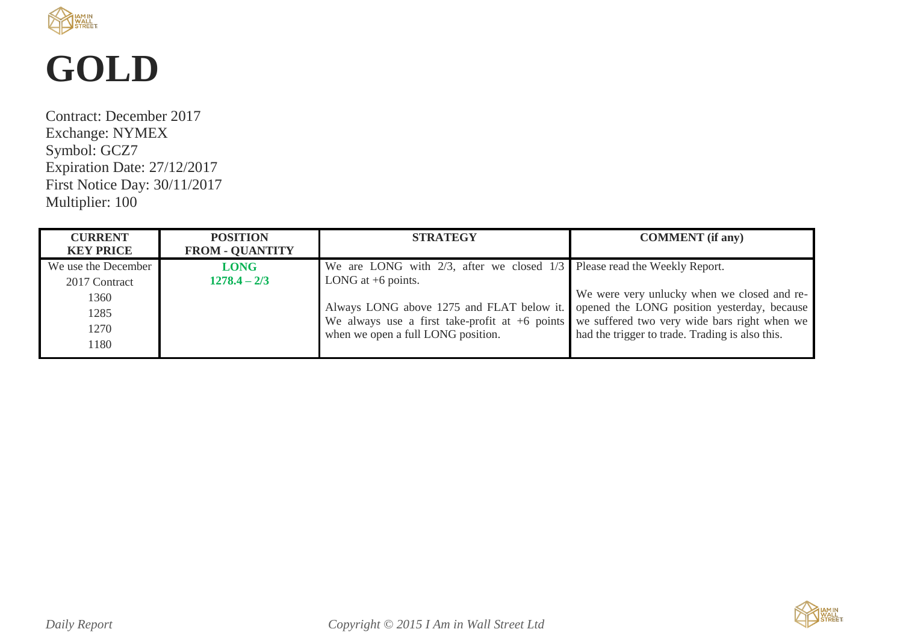# GOLD

Contract: December 2017
Exchange: NYMEX
Symbol: GCZ7
Expiration Date: 27/12/2017
First Notice Day: 30/11/2017
Multiplier: 100

| CURRENT KEY PRICE | POSITION FROM - QUANTITY | STRATEGY | COMMENT (if any) |
|---|---|---|---|
| We use the December 2017 Contract<br>1360<br>1285<br>1270<br>1180 | **LONG**<br>**1278.4 – 2/3** | We are LONG with 2/3, after we closed 1/3 LONG at +6 points.<br><br>Always LONG above 1275 and FLAT below it. We always use a first take-profit at +6 points when we open a full LONG position. | Please read the Weekly Report.<br><br>We were very unlucky when we closed and re-opened the LONG position yesterday, because we suffered two very wide bars right when we had the trigger to trade. Trading is also this. |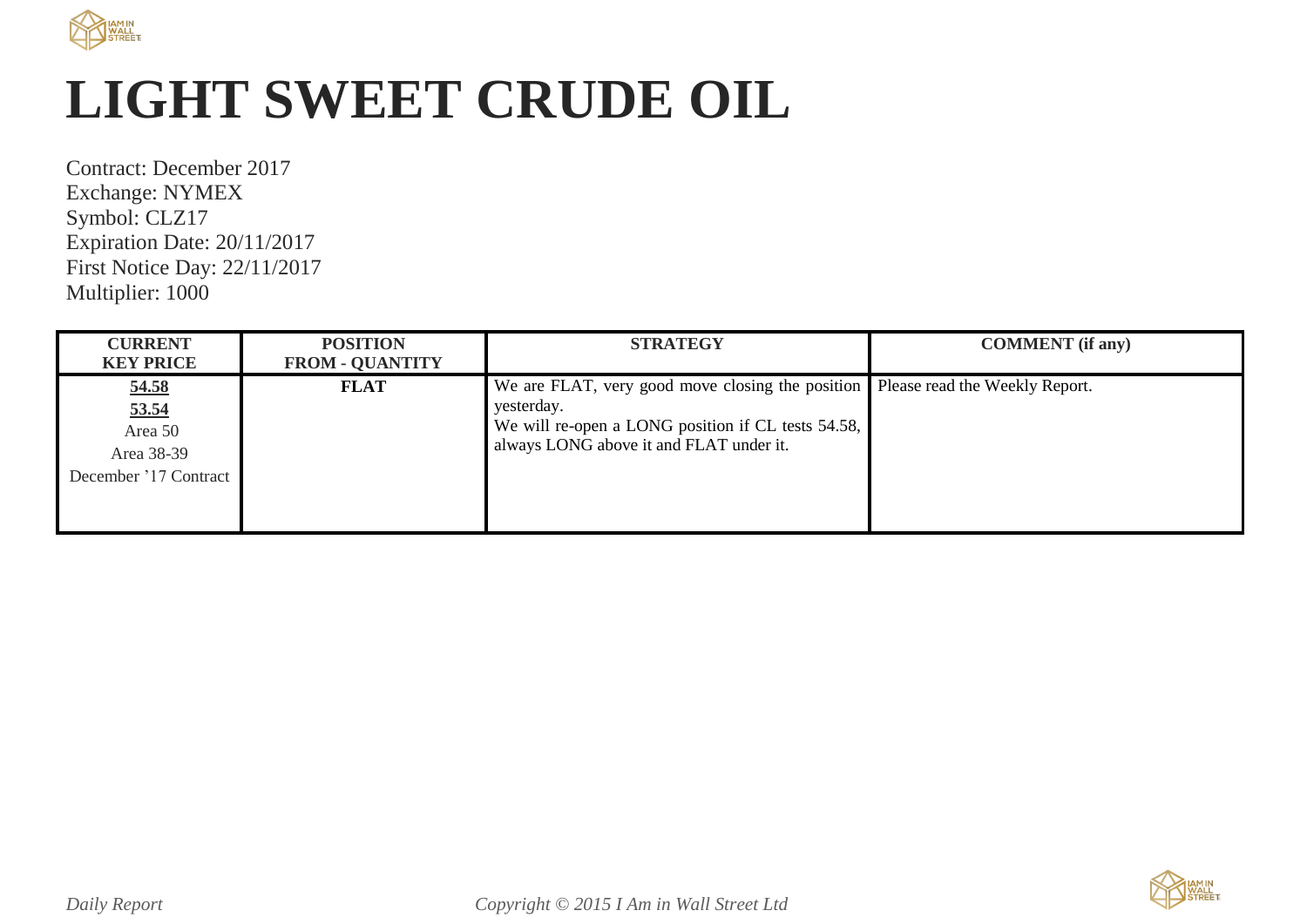# LIGHT SWEET CRUDE OIL

Contract: December 2017
Exchange: NYMEX
Symbol: CLZ17
Expiration Date: 20/11/2017
First Notice Day: 22/11/2017
Multiplier: 1000

| CURRENT KEY PRICE | POSITION FROM - QUANTITY | STRATEGY | COMMENT (if any) |
|---|---|---|---|
| **54.58**<br>**53.54**<br>Area 50<br>Area 38-39<br>December '17 Contract | **FLAT** | We are FLAT, very good move closing the position yesterday.<br>We will re-open a LONG position if CL tests 54.58, always LONG above it and FLAT under it. | Please read the Weekly Report. |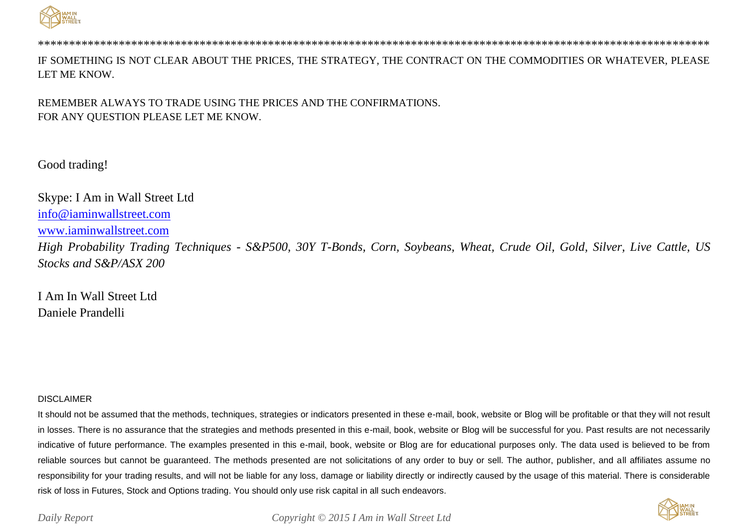**************************************************************************************************************

IF SOMETHING IS NOT CLEAR ABOUT THE PRICES, THE STRATEGY, THE CONTRACT ON THE COMMODITIES OR WHATEVER, PLEASE LET ME KNOW.

REMEMBER ALWAYS TO TRADE USING THE PRICES AND THE CONFIRMATIONS.
FOR ANY QUESTION PLEASE LET ME KNOW.

Good trading!

Skype: I Am in Wall Street Ltd
[info@iaminwallstreet.com](mailto:info@iaminwallstreet.com)
[www.iaminwallstreet.com](http://www.iaminwallstreet.com)
*High Probability Trading Techniques - S&P500, 30Y T-Bonds, Corn, Soybeans, Wheat, Crude Oil, Gold, Silver, Live Cattle, US Stocks and S&P/ASX 200*

I Am In Wall Street Ltd
Daniele Prandelli

DISCLAIMER

It should not be assumed that the methods, techniques, strategies or indicators presented in these e-mail, book, website or Blog will be profitable or that they will not result in losses. There is no assurance that the strategies and methods presented in this e-mail, book, website or Blog will be successful for you. Past results are not necessarily indicative of future performance. The examples presented in this e-mail, book, website or Blog are for educational purposes only. The data used is believed to be from reliable sources but cannot be guaranteed. The methods presented are not solicitations of any order to buy or sell. The author, publisher, and all affiliates assume no responsibility for your trading results, and will not be liable for any loss, damage or liability directly or indirectly caused by the usage of this material. There is considerable risk of loss in Futures, Stock and Options trading. You should only use risk capital in all such endeavors.